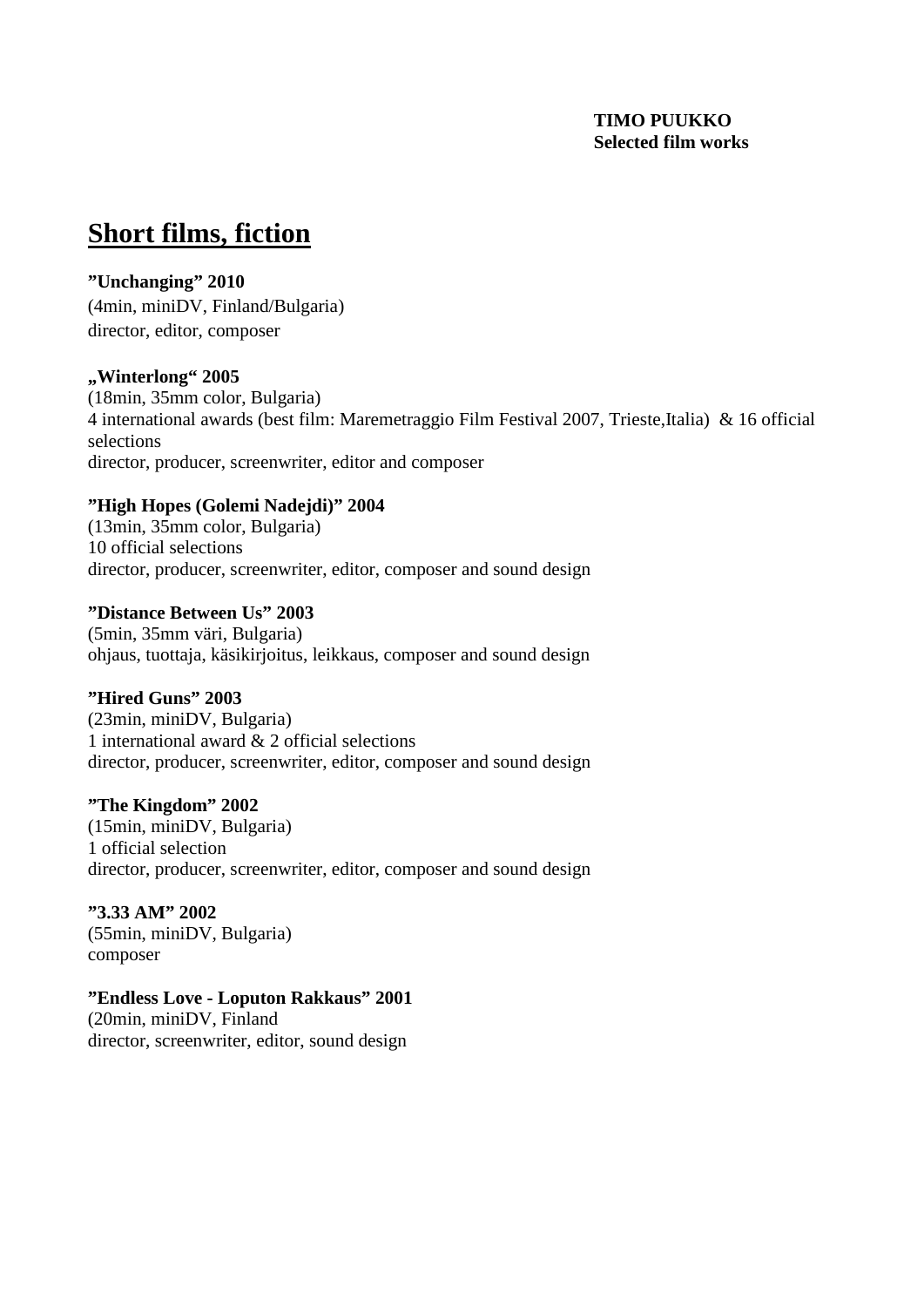**TIMO PUUKKO**
**Selected film works**

## Short films, fiction

**”Unchanging” 2010**
(4min, miniDV, Finland/Bulgaria)
director, editor, composer

**„Winterlong“ 2005**
(18min, 35mm color, Bulgaria)
4 international awards (best film: Maremetraggio Film Festival 2007, Trieste,Italia) & 16 official selections
director, producer, screenwriter, editor and composer

**”High Hopes (Golemi Nadejdi)” 2004**
(13min, 35mm color, Bulgaria)
10 official selections
director, producer, screenwriter, editor, composer and sound design

**”Distance Between Us” 2003**
(5min, 35mm väri, Bulgaria)
ohjaus, tuottaja, käsikirjoitus, leikkaus, composer and sound design

**”Hired Guns” 2003**
(23min, miniDV, Bulgaria)
1 international award & 2 official selections
director, producer, screenwriter, editor, composer and sound design

**”The Kingdom” 2002**
(15min, miniDV, Bulgaria)
1 official selection
director, producer, screenwriter, editor, composer and sound design

**”3.33 AM” 2002**
(55min, miniDV, Bulgaria)
composer

**”Endless Love - Loputon Rakkaus” 2001**
(20min, miniDV, Finland
director, screenwriter, editor, sound design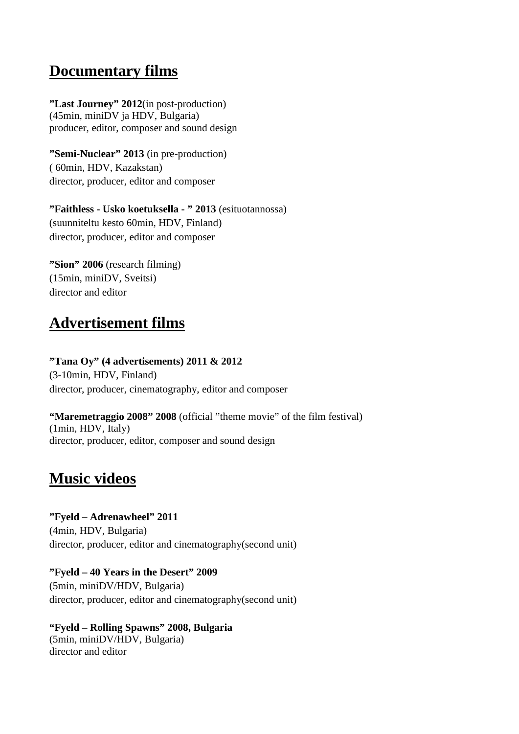## Documentary films

**”Last Journey” 2012**(in post-production)
(45min, miniDV ja HDV, Bulgaria)
producer, editor, composer and sound design

**”Semi-Nuclear” 2013** (in pre-production)
( 60min, HDV, Kazakstan)
director, producer, editor and composer

**”Faithless - Usko koetuksella - ” 2013** (esituotannossa)
(suunniteltu kesto 60min, HDV, Finland)
director, producer, editor and composer

**”Sion” 2006** (research filming)
(15min, miniDV, Sveitsi)
director and editor

## Advertisement films

**”Tana Oy” (4 advertisements) 2011 & 2012**
(3-10min, HDV, Finland)
director, producer, cinematography, editor and composer

**“Maremetraggio 2008” 2008** (official ”theme movie” of the film festival)
(1min, HDV, Italy)
director, producer, editor, composer and sound design

## Music videos

**”Fyeld – Adrenawheel” 2011**
(4min, HDV, Bulgaria)
director, producer, editor and cinematography(second unit)

**”Fyeld – 40 Years in the Desert” 2009**
(5min, miniDV/HDV, Bulgaria)
director, producer, editor and cinematography(second unit)

**“Fyeld – Rolling Spawns” 2008, Bulgaria**
(5min, miniDV/HDV, Bulgaria)
director and editor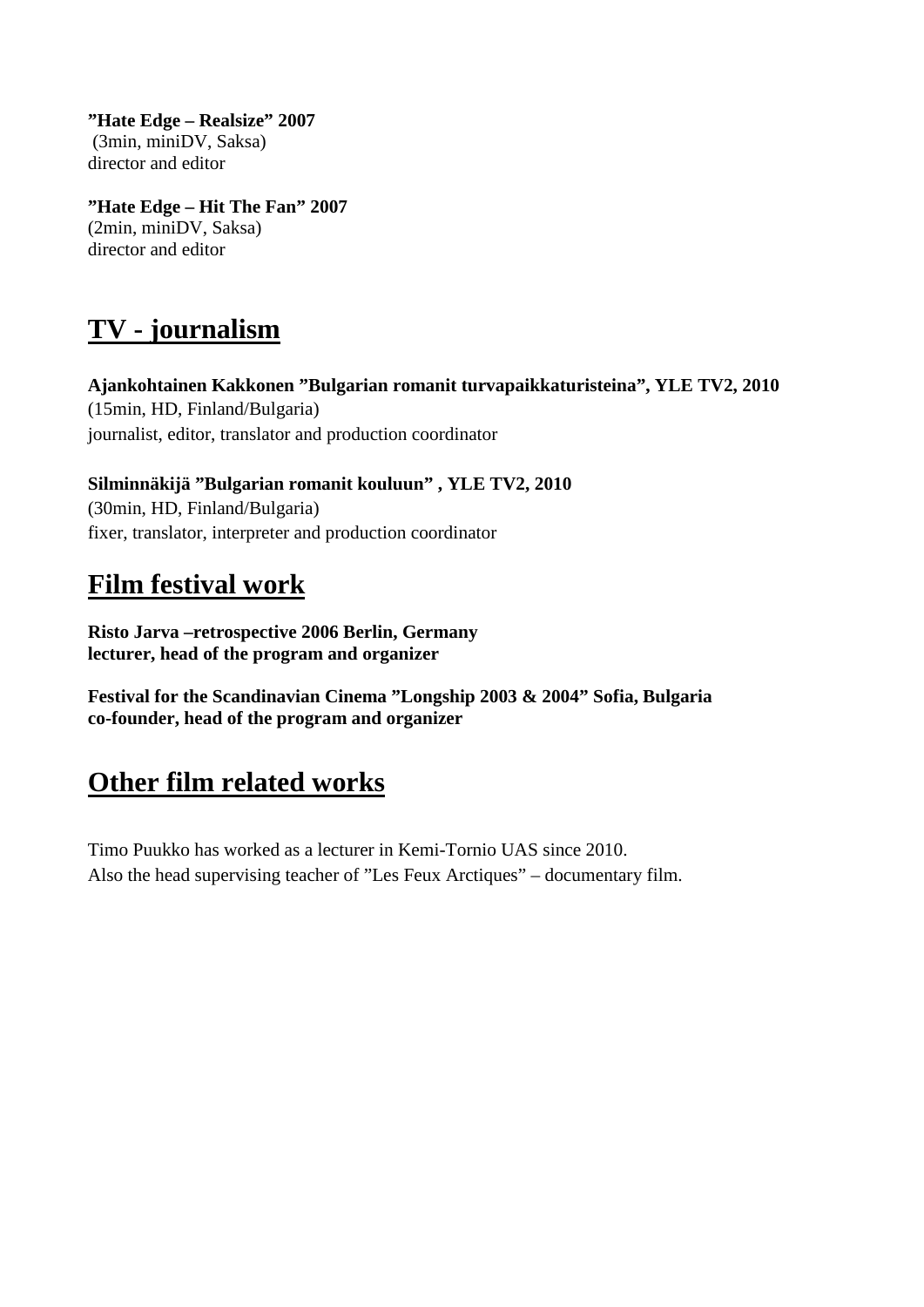**”Hate Edge – Realsize” 2007**
(3min, miniDV, Saksa)
director and editor

**”Hate Edge – Hit The Fan” 2007**
(2min, miniDV, Saksa)
director and editor

## TV - journalism

**Ajankohtainen Kakkonen ”Bulgarian romanit turvapaikkaturisteina”, YLE TV2, 2010**
(15min, HD, Finland/Bulgaria)
journalist, editor, translator and production coordinator

**Silminnäkijä ”Bulgarian romanit kouluun” , YLE TV2, 2010**
(30min, HD, Finland/Bulgaria)
fixer, translator, interpreter and production coordinator

## Film festival work

**Risto Jarva –retrospective 2006 Berlin, Germany**
**lecturer, head of the program and organizer**

**Festival for the Scandinavian Cinema ”Longship 2003 & 2004” Sofia, Bulgaria**
**co-founder, head of the program and organizer**

## Other film related works

Timo Puukko has worked as a lecturer in Kemi-Tornio UAS since 2010.
Also the head supervising teacher of ”Les Feux Arctiques” – documentary film.